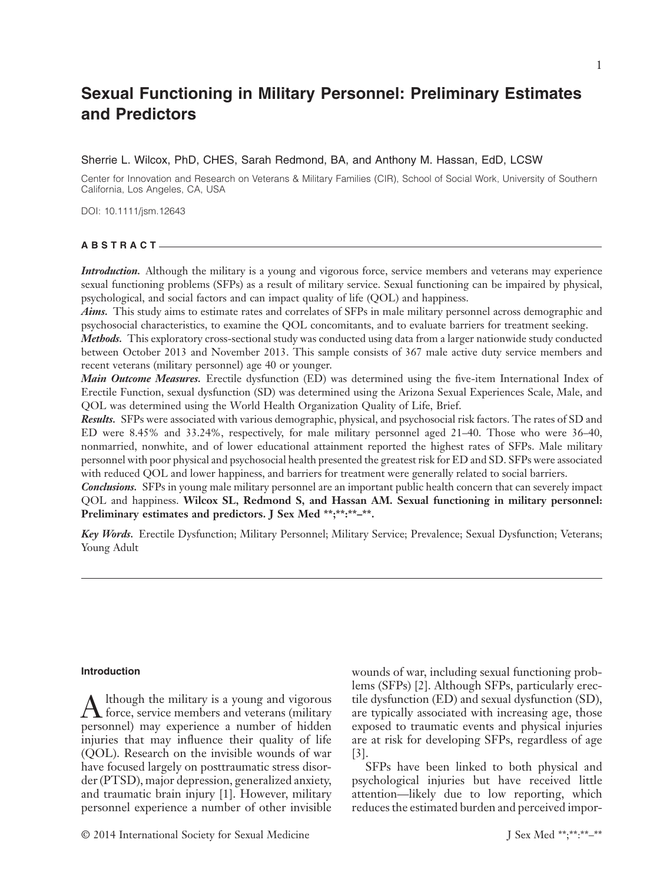# Sexual Functioning in Military Personnel: Preliminary Estimates and Predictors

Sherrie L. Wilcox, PhD, CHES, Sarah Redmond, BA, and Anthony M. Hassan, EdD, LCSW

Center for Innovation and Research on Veterans & Military Families (CIR), School of Social Work, University of Southern California, Los Angeles, CA, USA

DOI: 10.1111/jsm.12643

## ABSTRACT

***Introduction.*** Although the military is a young and vigorous force, service members and veterans may experience sexual functioning problems (SFPs) as a result of military service. Sexual functioning can be impaired by physical, psychological, and social factors and can impact quality of life (QOL) and happiness.

***Aims.*** This study aims to estimate rates and correlates of SFPs in male military personnel across demographic and psychosocial characteristics, to examine the QOL concomitants, and to evaluate barriers for treatment seeking.

***Methods.*** This exploratory cross-sectional study was conducted using data from a larger nationwide study conducted between October 2013 and November 2013. This sample consists of 367 male active duty service members and recent veterans (military personnel) age 40 or younger.

***Main Outcome Measures.*** Erectile dysfunction (ED) was determined using the five-item International Index of Erectile Function, sexual dysfunction (SD) was determined using the Arizona Sexual Experiences Scale, Male, and QOL was determined using the World Health Organization Quality of Life, Brief.

***Results.*** SFPs were associated with various demographic, physical, and psychosocial risk factors. The rates of SD and ED were 8.45% and 33.24%, respectively, for male military personnel aged 21–40. Those who were 36–40, nonmarried, nonwhite, and of lower educational attainment reported the highest rates of SFPs. Male military personnel with poor physical and psychosocial health presented the greatest risk for ED and SD. SFPs were associated with reduced QOL and lower happiness, and barriers for treatment were generally related to social barriers.

***Conclusions.*** SFPs in young male military personnel are an important public health concern that can severely impact QOL and happiness. **Wilcox SL, Redmond S, and Hassan AM. Sexual functioning in military personnel: Preliminary estimates and predictors. J Sex Med \*\*;\*\*:\*\*–\*\*.**

***Key Words.*** Erectile Dysfunction; Military Personnel; Military Service; Prevalence; Sexual Dysfunction; Veterans; Young Adult

## Introduction

Although the military is a young and vigorous force, service members and veterans (military personnel) may experience a number of hidden injuries that may influence their quality of life (QOL). Research on the invisible wounds of war have focused largely on posttraumatic stress disorder (PTSD), major depression, generalized anxiety, and traumatic brain injury [1]. However, military personnel experience a number of other invisible wounds of war, including sexual functioning problems (SFPs) [2]. Although SFPs, particularly erectile dysfunction (ED) and sexual dysfunction (SD), are typically associated with increasing age, those exposed to traumatic events and physical injuries are at risk for developing SFPs, regardless of age [3].

SFPs have been linked to both physical and psychological injuries but have received little attention—likely due to low reporting, which reduces the estimated burden and perceived impor-

© 2014 International Society for Sexual Medicine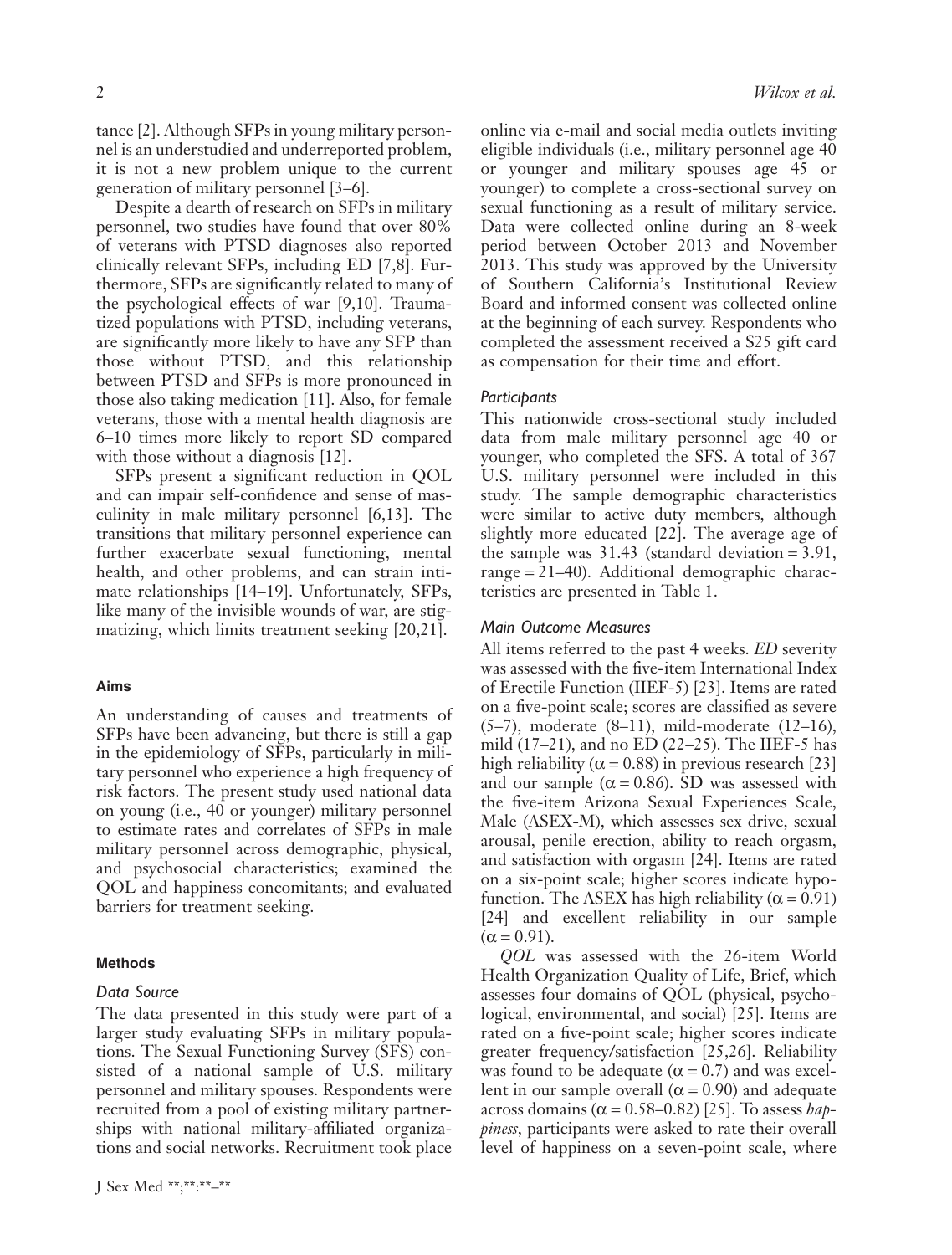tance [2]. Although SFPs in young military personnel is an understudied and underreported problem, it is not a new problem unique to the current generation of military personnel [3–6].

Despite a dearth of research on SFPs in military personnel, two studies have found that over 80% of veterans with PTSD diagnoses also reported clinically relevant SFPs, including ED [7,8]. Furthermore, SFPs are significantly related to many of the psychological effects of war [9,10]. Traumatized populations with PTSD, including veterans, are significantly more likely to have any SFP than those without PTSD, and this relationship between PTSD and SFPs is more pronounced in those also taking medication [11]. Also, for female veterans, those with a mental health diagnosis are 6–10 times more likely to report SD compared with those without a diagnosis [12].

SFPs present a significant reduction in QOL and can impair self-confidence and sense of masculinity in male military personnel [6,13]. The transitions that military personnel experience can further exacerbate sexual functioning, mental health, and other problems, and can strain intimate relationships [14–19]. Unfortunately, SFPs, like many of the invisible wounds of war, are stigmatizing, which limits treatment seeking [20,21].

## Aims

An understanding of causes and treatments of SFPs have been advancing, but there is still a gap in the epidemiology of SFPs, particularly in military personnel who experience a high frequency of risk factors. The present study used national data on young (i.e., 40 or younger) military personnel to estimate rates and correlates of SFPs in male military personnel across demographic, physical, and psychosocial characteristics; examined the QOL and happiness concomitants; and evaluated barriers for treatment seeking.

## Methods

### *Data Source*

The data presented in this study were part of a larger study evaluating SFPs in military populations. The Sexual Functioning Survey (SFS) consisted of a national sample of U.S. military personnel and military spouses. Respondents were recruited from a pool of existing military partnerships with national military-affiliated organizations and social networks. Recruitment took place online via e-mail and social media outlets inviting eligible individuals (i.e., military personnel age 40 or younger and military spouses age 45 or younger) to complete a cross-sectional survey on sexual functioning as a result of military service. Data were collected online during an 8-week period between October 2013 and November 2013. This study was approved by the University of Southern California's Institutional Review Board and informed consent was collected online at the beginning of each survey. Respondents who completed the assessment received a $25 gift card as compensation for their time and effort.

### *Participants*

This nationwide cross-sectional study included data from male military personnel age 40 or younger, who completed the SFS. A total of 367 U.S. military personnel were included in this study. The sample demographic characteristics were similar to active duty members, although slightly more educated [22]. The average age of the sample was 31.43 (standard deviation = 3.91, range = 21–40). Additional demographic characteristics are presented in Table 1.

### *Main Outcome Measures*

All items referred to the past 4 weeks. *ED* severity was assessed with the five-item International Index of Erectile Function (IIEF-5) [23]. Items are rated on a five-point scale; scores are classified as severe (5–7), moderate (8–11), mild-moderate (12–16), mild (17–21), and no ED (22–25). The IIEF-5 has high reliability ($\alpha = 0.88$) in previous research [23] and our sample ($\alpha = 0.86$). SD was assessed with the five-item Arizona Sexual Experiences Scale, Male (ASEX-M), which assesses sex drive, sexual arousal, penile erection, ability to reach orgasm, and satisfaction with orgasm [24]. Items are rated on a six-point scale; higher scores indicate hypofunction. The ASEX has high reliability ($\alpha = 0.91$) [24] and excellent reliability in our sample ($\alpha = 0.91$).

*QOL* was assessed with the 26-item World Health Organization Quality of Life, Brief, which assesses four domains of QOL (physical, psychological, environmental, and social) [25]. Items are rated on a five-point scale; higher scores indicate greater frequency/satisfaction [25,26]. Reliability was found to be adequate ($\alpha = 0.7$) and was excellent in our sample overall ($\alpha = 0.90$) and adequate across domains ($\alpha = 0.58$–$0.82$) [25]. To assess *happiness*, participants were asked to rate their overall level of happiness on a seven-point scale, where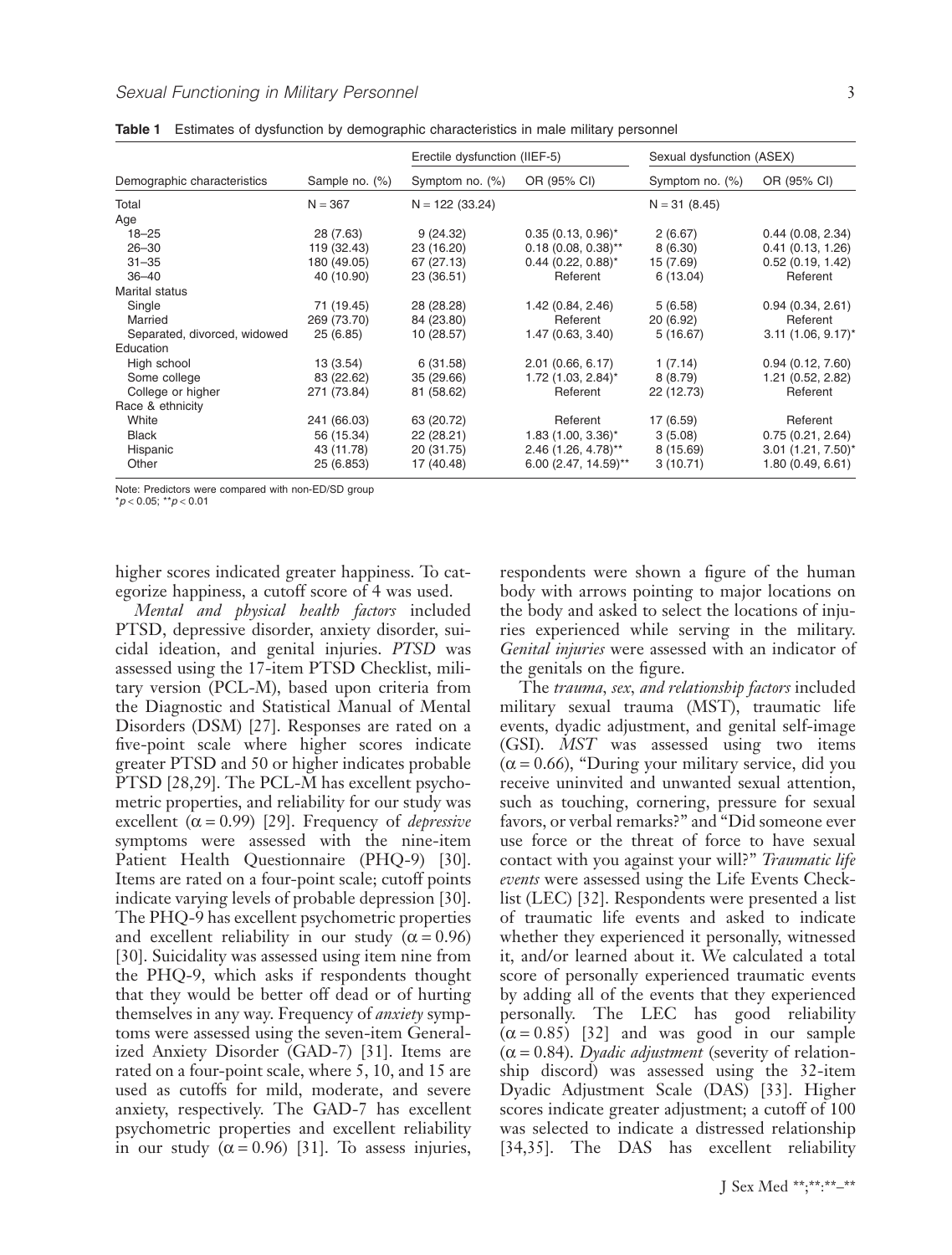**Table 1** Estimates of dysfunction by demographic characteristics in male military personnel

| Demographic characteristics | Sample no. (%) | Erectile dysfunction (IIEF-5) | | Sexual dysfunction (ASEX) | |
|---|---|---|---|---|---|
| | | Symptom no. (%) | OR (95% CI) | Symptom no. (%) | OR (95% CI) |
| Total | N = 367 | N = 122 (33.24) | | N = 31 (8.45) | |
| Age | | | | | |
| 18–25 | 28 (7.63) | 9 (24.32) | 0.35 (0.13, 0.96)* | 2 (6.67) | 0.44 (0.08, 2.34) |
| 26–30 | 119 (32.43) | 23 (16.20) | 0.18 (0.08, 0.38)** | 8 (6.30) | 0.41 (0.13, 1.26) |
| 31–35 | 180 (49.05) | 67 (27.13) | 0.44 (0.22, 0.88)* | 15 (7.69) | 0.52 (0.19, 1.42) |
| 36–40 | 40 (10.90) | 23 (36.51) | Referent | 6 (13.04) | Referent |
| Marital status | | | | | |
| Single | 71 (19.45) | 28 (28.28) | 1.42 (0.84, 2.46) | 5 (6.58) | 0.94 (0.34, 2.61) |
| Married | 269 (73.70) | 84 (23.80) | Referent | 20 (6.92) | Referent |
| Separated, divorced, widowed | 25 (6.85) | 10 (28.57) | 1.47 (0.63, 3.40) | 5 (16.67) | 3.11 (1.06, 9.17)* |
| Education | | | | | |
| High school | 13 (3.54) | 6 (31.58) | 2.01 (0.66, 6.17) | 1 (7.14) | 0.94 (0.12, 7.60) |
| Some college | 83 (22.62) | 35 (29.66) | 1.72 (1.03, 2.84)* | 8 (8.79) | 1.21 (0.52, 2.82) |
| College or higher | 271 (73.84) | 81 (58.62) | Referent | 22 (12.73) | Referent |
| Race & ethnicity | | | | | |
| White | 241 (66.03) | 63 (20.72) | Referent | 17 (6.59) | Referent |
| Black | 56 (15.34) | 22 (28.21) | 1.83 (1.00, 3.36)* | 3 (5.08) | 0.75 (0.21, 2.64) |
| Hispanic | 43 (11.78) | 20 (31.75) | 2.46 (1.26, 4.78)** | 8 (15.69) | 3.01 (1.21, 7.50)* |
| Other | 25 (6.853) | 17 (40.48) | 6.00 (2.47, 14.59)** | 3 (10.71) | 1.80 (0.49, 6.61) |

Note: Predictors were compared with non-ED/SD group
$^{*}p < 0.05$; $^{**}p < 0.01$

higher scores indicated greater happiness. To categorize happiness, a cutoff score of 4 was used.

*Mental and physical health factors* included PTSD, depressive disorder, anxiety disorder, suicidal ideation, and genital injuries. *PTSD* was assessed using the 17-item PTSD Checklist, military version (PCL-M), based upon criteria from the Diagnostic and Statistical Manual of Mental Disorders (DSM) [27]. Responses are rated on a five-point scale where higher scores indicate greater PTSD and 50 or higher indicates probable PTSD [28,29]. The PCL-M has excellent psychometric properties, and reliability for our study was excellent ($\alpha = 0.99$) [29]. Frequency of *depressive* symptoms were assessed with the nine-item Patient Health Questionnaire (PHQ-9) [30]. Items are rated on a four-point scale; cutoff points indicate varying levels of probable depression [30]. The PHQ-9 has excellent psychometric properties and excellent reliability in our study ($\alpha = 0.96$) [30]. Suicidality was assessed using item nine from the PHQ-9, which asks if respondents thought that they would be better off dead or of hurting themselves in any way. Frequency of *anxiety* symptoms were assessed using the seven-item Generalized Anxiety Disorder (GAD-7) [31]. Items are rated on a four-point scale, where 5, 10, and 15 are used as cutoffs for mild, moderate, and severe anxiety, respectively. The GAD-7 has excellent psychometric properties and excellent reliability in our study ($\alpha = 0.96$) [31]. To assess injuries, respondents were shown a figure of the human body with arrows pointing to major locations on the body and asked to select the locations of injuries experienced while serving in the military. *Genital injuries* were assessed with an indicator of the genitals on the figure.

The *trauma, sex, and relationship factors* included military sexual trauma (MST), traumatic life events, dyadic adjustment, and genital self-image (GSI). *MST* was assessed using two items ($\alpha = 0.66$), "During your military service, did you receive uninvited and unwanted sexual attention, such as touching, cornering, pressure for sexual favors, or verbal remarks?" and "Did someone ever use force or the threat of force to have sexual contact with you against your will?" *Traumatic life events* were assessed using the Life Events Checklist (LEC) [32]. Respondents were presented a list of traumatic life events and asked to indicate whether they experienced it personally, witnessed it, and/or learned about it. We calculated a total score of personally experienced traumatic events by adding all of the events that they experienced personally. The LEC has good reliability ($\alpha = 0.85$) [32] and was good in our sample ($\alpha = 0.84$). *Dyadic adjustment* (severity of relationship discord) was assessed using the 32-item Dyadic Adjustment Scale (DAS) [33]. Higher scores indicate greater adjustment; a cutoff of 100 was selected to indicate a distressed relationship [34,35]. The DAS has excellent reliability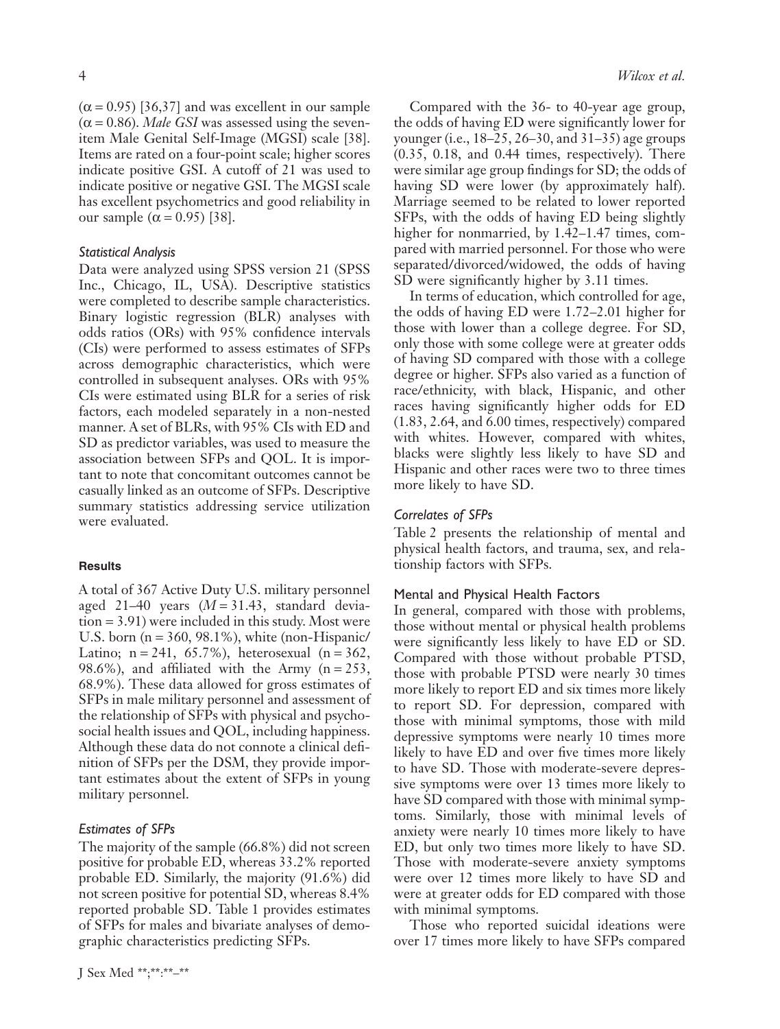($\alpha = 0.95$) [36,37] and was excellent in our sample ($\alpha = 0.86$). *Male GSI* was assessed using the seventeen-item Male Genital Self-Image (MGSI) scale [38]. Items are rated on a four-point scale; higher scores indicate positive GSI. A cutoff of 21 was used to indicate positive or negative GSI. The MGSI scale has excellent psychometrics and good reliability in our sample ($\alpha = 0.95$) [38].

### *Statistical Analysis*

Data were analyzed using SPSS version 21 (SPSS Inc., Chicago, IL, USA). Descriptive statistics were completed to describe sample characteristics. Binary logistic regression (BLR) analyses with odds ratios (ORs) with 95% confidence intervals (CIs) were performed to assess estimates of SFPs across demographic characteristics, which were controlled in subsequent analyses. ORs with 95% CIs were estimated using BLR for a series of risk factors, each modeled separately in a non-nested manner. A set of BLRs, with 95% CIs with ED and SD as predictor variables, was used to measure the association between SFPs and QOL. It is important to note that concomitant outcomes cannot be casually linked as an outcome of SFPs. Descriptive summary statistics addressing service utilization were evaluated.

## Results

A total of 367 Active Duty U.S. military personnel aged 21–40 years ($M = 31.43$, standard deviation = 3.91) were included in this study. Most were U.S. born (n = 360, 98.1%), white (non-Hispanic/Latino; n = 241, 65.7%), heterosexual (n = 362, 98.6%), and affiliated with the Army (n = 253, 68.9%). These data allowed for gross estimates of SFPs in male military personnel and assessment of the relationship of SFPs with physical and psychosocial health issues and QOL, including happiness. Although these data do not connote a clinical definition of SFPs per the DSM, they provide important estimates about the extent of SFPs in young military personnel.

### *Estimates of SFPs*

The majority of the sample (66.8%) did not screen positive for probable ED, whereas 33.2% reported probable ED. Similarly, the majority (91.6%) did not screen positive for potential SD, whereas 8.4% reported probable SD. Table 1 provides estimates of SFPs for males and bivariate analyses of demographic characteristics predicting SFPs.

Compared with the 36- to 40-year age group, the odds of having ED were significantly lower for younger (i.e., 18–25, 26–30, and 31–35) age groups (0.35, 0.18, and 0.44 times, respectively). There were similar age group findings for SD; the odds of having SD were lower (by approximately half). Marriage seemed to be related to lower reported SFPs, with the odds of having ED being slightly higher for nonmarried, by 1.42–1.47 times, compared with married personnel. For those who were separated/divorced/widowed, the odds of having SD were significantly higher by 3.11 times.

In terms of education, which controlled for age, the odds of having ED were 1.72–2.01 higher for those with lower than a college degree. For SD, only those with some college were at greater odds of having SD compared with those with a college degree or higher. SFPs also varied as a function of race/ethnicity, with black, Hispanic, and other races having significantly higher odds for ED (1.83, 2.64, and 6.00 times, respectively) compared with whites. However, compared with whites, blacks were slightly less likely to have SD and Hispanic and other races were two to three times more likely to have SD.

### *Correlates of SFPs*

Table 2 presents the relationship of mental and physical health factors, and trauma, sex, and relationship factors with SFPs.

#### Mental and Physical Health Factors

In general, compared with those with problems, those without mental or physical health problems were significantly less likely to have ED or SD. Compared with those without probable PTSD, those with probable PTSD were nearly 30 times more likely to report ED and six times more likely to report SD. For depression, compared with those with minimal symptoms, those with mild depressive symptoms were nearly 10 times more likely to have ED and over five times more likely to have SD. Those with moderate-severe depressive symptoms were over 13 times more likely to have SD compared with those with minimal symptoms. Similarly, those with minimal levels of anxiety were nearly 10 times more likely to have ED, but only two times more likely to have SD. Those with moderate-severe anxiety symptoms were over 12 times more likely to have SD and were at greater odds for ED compared with those with minimal symptoms.

Those who reported suicidal ideations were over 17 times more likely to have SFPs compared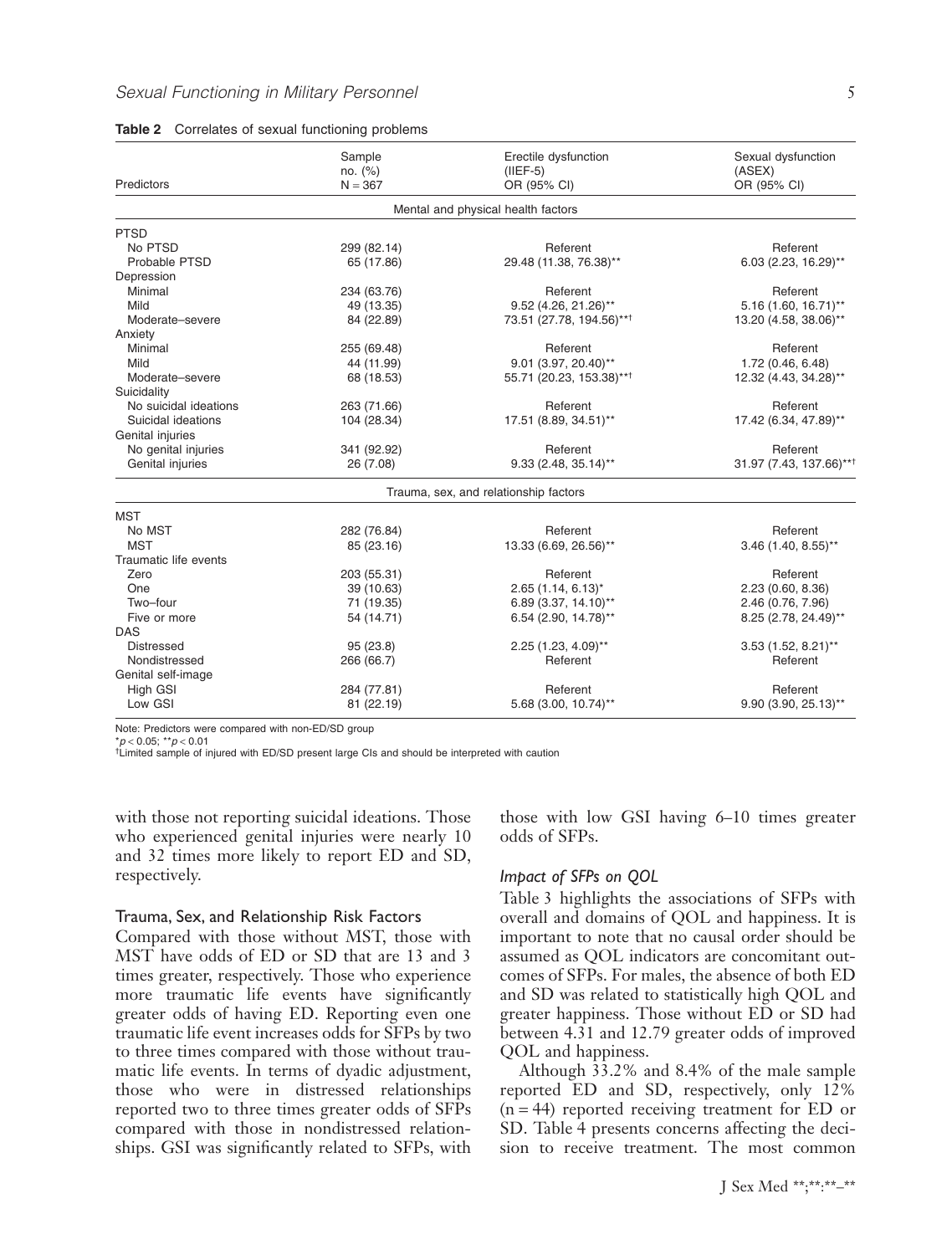**Table 2** Correlates of sexual functioning problems

| Predictors | Sample no. (%) N = 367 | Erectile dysfunction (IIEF-5) OR (95% CI) | Sexual dysfunction (ASEX) OR (95% CI) |
|---|---|---|---|
| *Mental and physical health factors* | | | |
| PTSD | | | |
| No PTSD | 299 (82.14) | Referent | Referent |
| Probable PTSD | 65 (17.86) | 29.48 (11.38, 76.38)** | 6.03 (2.23, 16.29)** |
| Depression | | | |
| Minimal | 234 (63.76) | Referent | Referent |
| Mild | 49 (13.35) | 9.52 (4.26, 21.26)** | 5.16 (1.60, 16.71)** |
| Moderate–severe | 84 (22.89) | 73.51 (27.78, 194.56)**† | 13.20 (4.58, 38.06)** |
| Anxiety | | | |
| Minimal | 255 (69.48) | Referent | Referent |
| Mild | 44 (11.99) | 9.01 (3.97, 20.40)** | 1.72 (0.46, 6.48) |
| Moderate–severe | 68 (18.53) | 55.71 (20.23, 153.38)**† | 12.32 (4.43, 34.28)** |
| Suicidality | | | |
| No suicidal ideations | 263 (71.66) | Referent | Referent |
| Suicidal ideations | 104 (28.34) | 17.51 (8.89, 34.51)** | 17.42 (6.34, 47.89)** |
| Genital injuries | | | |
| No genital injuries | 341 (92.92) | Referent | Referent |
| Genital injuries | 26 (7.08) | 9.33 (2.48, 35.14)** | 31.97 (7.43, 137.66)**† |
| *Trauma, sex, and relationship factors* | | | |
| MST | | | |
| No MST | 282 (76.84) | Referent | Referent |
| MST | 85 (23.16) | 13.33 (6.69, 26.56)** | 3.46 (1.40, 8.55)** |
| Traumatic life events | | | |
| Zero | 203 (55.31) | Referent | Referent |
| One | 39 (10.63) | 2.65 (1.14, 6.13)* | 2.23 (0.60, 8.36) |
| Two–four | 71 (19.35) | 6.89 (3.37, 14.10)** | 2.46 (0.76, 7.96) |
| Five or more | 54 (14.71) | 6.54 (2.90, 14.78)** | 8.25 (2.78, 24.49)** |
| DAS | | | |
| Distressed | 95 (23.8) | 2.25 (1.23, 4.09)** | 3.53 (1.52, 8.21)** |
| Nondistressed | 266 (66.7) | Referent | Referent |
| Genital self-image | | | |
| High GSI | 284 (77.81) | Referent | Referent |
| Low GSI | 81 (22.19) | 5.68 (3.00, 10.74)** | 9.90 (3.90, 25.13)** |

Note: Predictors were compared with non-ED/SD group

*$p < 0.05$; **$p < 0.01$

†Limited sample of injured with ED/SD present large CIs and should be interpreted with caution

with those not reporting suicidal ideations. Those who experienced genital injuries were nearly 10 and 32 times more likely to report ED and SD, respectively.

### Trauma, Sex, and Relationship Risk Factors

Compared with those without MST, those with MST have odds of ED or SD that are 13 and 3 times greater, respectively. Those who experience more traumatic life events have significantly greater odds of having ED. Reporting even one traumatic life event increases odds for SFPs by two to three times compared with those without traumatic life events. In terms of dyadic adjustment, those who were in distressed relationships reported two to three times greater odds of SFPs compared with those in nondistressed relationships. GSI was significantly related to SFPs, with those with low GSI having 6–10 times greater odds of SFPs.

#### *Impact of SFPs on QOL*

Table 3 highlights the associations of SFPs with overall and domains of QOL and happiness. It is important to note that no causal order should be assumed as QOL indicators are concomitant outcomes of SFPs. For males, the absence of both ED and SD was related to statistically high QOL and greater happiness. Those without ED or SD had between 4.31 and 12.79 greater odds of improved QOL and happiness.

Although 33.2% and 8.4% of the male sample reported ED and SD, respectively, only 12% (n = 44) reported receiving treatment for ED or SD. Table 4 presents concerns affecting the decision to receive treatment. The most common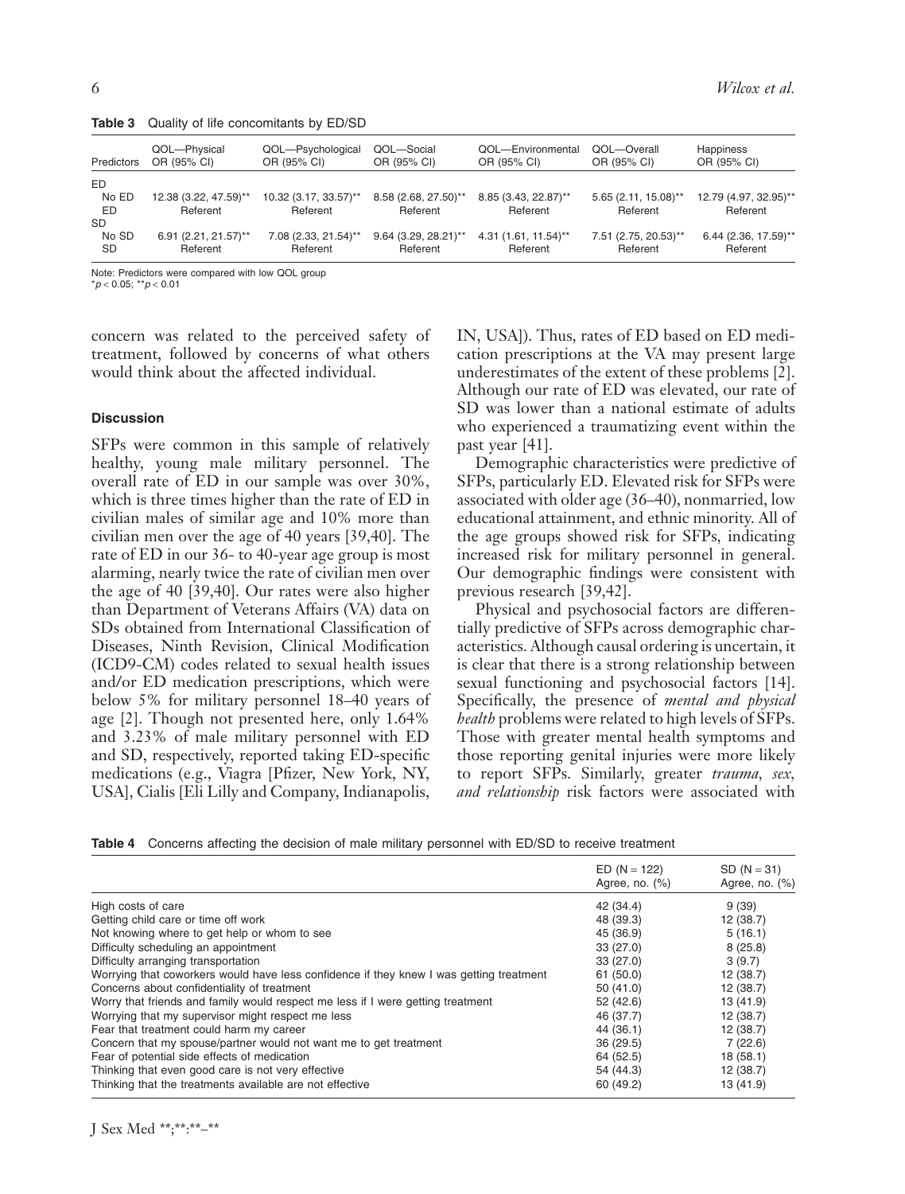**Table 3** Quality of life concomitants by ED/SD

| Predictors | QOL—Physical OR (95% CI) | QOL—Psychological OR (95% CI) | QOL—Social OR (95% CI) | QOL—Environmental OR (95% CI) | QOL—Overall OR (95% CI) | Happiness OR (95% CI) |
|---|---|---|---|---|---|---|
| ED | | | | | | |
| No ED | 12.38 (3.22, 47.59)** | 10.32 (3.17, 33.57)** | 8.58 (2.68, 27.50)** | 8.85 (3.43, 22.87)** | 5.65 (2.11, 15.08)** | 12.79 (4.97, 32.95)** |
| ED | Referent | Referent | Referent | Referent | Referent | Referent |
| SD | | | | | | |
| No SD | 6.91 (2.21, 21.57)** | 7.08 (2.33, 21.54)** | 9.64 (3.29, 28.21)** | 4.31 (1.61, 11.54)** | 7.51 (2.75, 20.53)** | 6.44 (2.36, 17.59)** |
| SD | Referent | Referent | Referent | Referent | Referent | Referent |

Note: Predictors were compared with low QOL group
*$p < 0.05$; **$p < 0.01$

concern was related to the perceived safety of treatment, followed by concerns of what others would think about the affected individual.

## Discussion

SFPs were common in this sample of relatively healthy, young male military personnel. The overall rate of ED in our sample was over 30%, which is three times higher than the rate of ED in civilian males of similar age and 10% more than civilian men over the age of 40 years [39,40]. The rate of ED in our 36- to 40-year age group is most alarming, nearly twice the rate of civilian men over the age of 40 [39,40]. Our rates were also higher than Department of Veterans Affairs (VA) data on SDs obtained from International Classification of Diseases, Ninth Revision, Clinical Modification (ICD9-CM) codes related to sexual health issues and/or ED medication prescriptions, which were below 5% for military personnel 18–40 years of age [2]. Though not presented here, only 1.64% and 3.23% of male military personnel with ED and SD, respectively, reported taking ED-specific medications (e.g., Viagra [Pfizer, New York, NY, USA], Cialis [Eli Lilly and Company, Indianapolis, IN, USA]). Thus, rates of ED based on ED medication prescriptions at the VA may present large underestimates of the extent of these problems [2]. Although our rate of ED was elevated, our rate of SD was lower than a national estimate of adults who experienced a traumatizing event within the past year [41].

Demographic characteristics were predictive of SFPs, particularly ED. Elevated risk for SFPs were associated with older age (36–40), nonmarried, low educational attainment, and ethnic minority. All of the age groups showed risk for SFPs, indicating increased risk for military personnel in general. Our demographic findings were consistent with previous research [39,42].

Physical and psychosocial factors are differentially predictive of SFPs across demographic characteristics. Although causal ordering is uncertain, it is clear that there is a strong relationship between sexual functioning and psychosocial factors [14]. Specifically, the presence of *mental and physical health* problems were related to high levels of SFPs. Those with greater mental health symptoms and those reporting genital injuries were more likely to report SFPs. Similarly, greater *trauma, sex, and relationship* risk factors were associated with

**Table 4** Concerns affecting the decision of male military personnel with ED/SD to receive treatment

| | ED (N = 122) Agree, no. (%) | SD (N = 31) Agree, no. (%) |
|---|---|---|
| High costs of care | 42 (34.4) | 9 (39) |
| Getting child care or time off work | 48 (39.3) | 12 (38.7) |
| Not knowing where to get help or whom to see | 45 (36.9) | 5 (16.1) |
| Difficulty scheduling an appointment | 33 (27.0) | 8 (25.8) |
| Difficulty arranging transportation | 33 (27.0) | 3 (9.7) |
| Worrying that coworkers would have less confidence if they knew I was getting treatment | 61 (50.0) | 12 (38.7) |
| Concerns about confidentiality of treatment | 50 (41.0) | 12 (38.7) |
| Worry that friends and family would respect me less if I were getting treatment | 52 (42.6) | 13 (41.9) |
| Worrying that my supervisor might respect me less | 46 (37.7) | 12 (38.7) |
| Fear that treatment could harm my career | 44 (36.1) | 12 (38.7) |
| Concern that my spouse/partner would not want me to get treatment | 36 (29.5) | 7 (22.6) |
| Fear of potential side effects of medication | 64 (52.5) | 18 (58.1) |
| Thinking that even good care is not very effective | 54 (44.3) | 12 (38.7) |
| Thinking that the treatments available are not effective | 60 (49.2) | 13 (41.9) |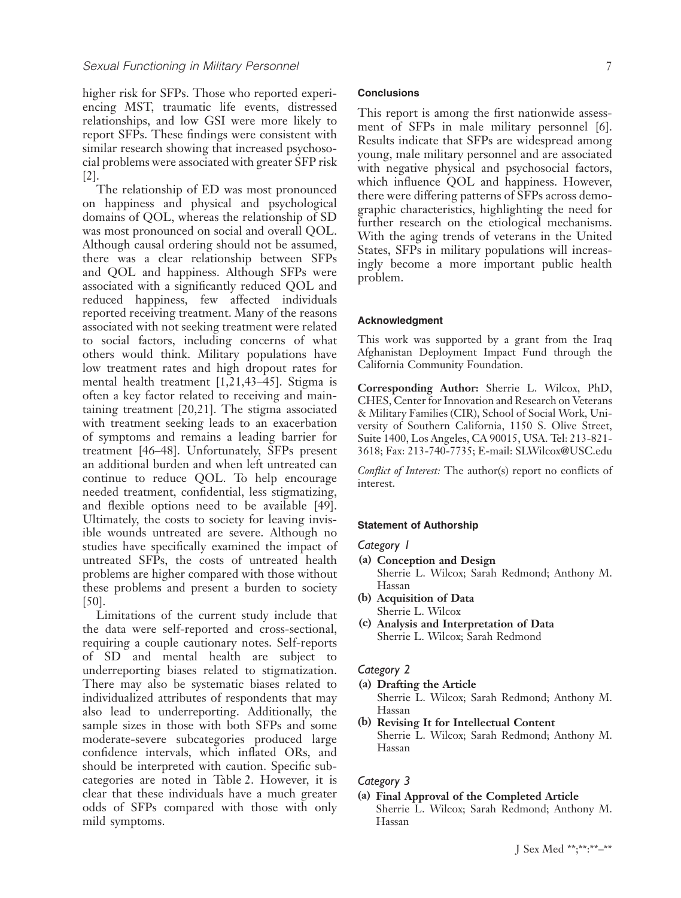higher risk for SFPs. Those who reported experiencing MST, traumatic life events, distressed relationships, and low GSI were more likely to report SFPs. These findings were consistent with similar research showing that increased psychosocial problems were associated with greater SFP risk [2].

The relationship of ED was most pronounced on happiness and physical and psychological domains of QOL, whereas the relationship of SD was most pronounced on social and overall QOL. Although causal ordering should not be assumed, there was a clear relationship between SFPs and QOL and happiness. Although SFPs were associated with a significantly reduced QOL and reduced happiness, few affected individuals reported receiving treatment. Many of the reasons associated with not seeking treatment were related to social factors, including concerns of what others would think. Military populations have low treatment rates and high dropout rates for mental health treatment [1,21,43–45]. Stigma is often a key factor related to receiving and maintaining treatment [20,21]. The stigma associated with treatment seeking leads to an exacerbation of symptoms and remains a leading barrier for treatment [46–48]. Unfortunately, SFPs present an additional burden and when left untreated can continue to reduce QOL. To help encourage needed treatment, confidential, less stigmatizing, and flexible options need to be available [49]. Ultimately, the costs to society for leaving invisible wounds untreated are severe. Although no studies have specifically examined the impact of untreated SFPs, the costs of untreated health problems are higher compared with those without these problems and present a burden to society [50].

Limitations of the current study include that the data were self-reported and cross-sectional, requiring a couple cautionary notes. Self-reports of SD and mental health are subject to underreporting biases related to stigmatization. There may also be systematic biases related to individualized attributes of respondents that may also lead to underreporting. Additionally, the sample sizes in those with both SFPs and some moderate-severe subcategories produced large confidence intervals, which inflated ORs, and should be interpreted with caution. Specific subcategories are noted in Table 2. However, it is clear that these individuals have a much greater odds of SFPs compared with those with only mild symptoms.

## Conclusions

This report is among the first nationwide assessment of SFPs in male military personnel [6]. Results indicate that SFPs are widespread among young, male military personnel and are associated with negative physical and psychosocial factors, which influence QOL and happiness. However, there were differing patterns of SFPs across demographic characteristics, highlighting the need for further research on the etiological mechanisms. With the aging trends of veterans in the United States, SFPs in military populations will increasingly become a more important public health problem.

## Acknowledgment

This work was supported by a grant from the Iraq Afghanistan Deployment Impact Fund through the California Community Foundation.

**Corresponding Author:** Sherrie L. Wilcox, PhD, CHES, Center for Innovation and Research on Veterans & Military Families (CIR), School of Social Work, University of Southern California, 1150 S. Olive Street, Suite 1400, Los Angeles, CA 90015, USA. Tel: 213-821-3618; Fax: 213-740-7735; E-mail: SLWilcox@USC.edu

*Conflict of Interest:* The author(s) report no conflicts of interest.

## Statement of Authorship

*Category 1*

**(a) Conception and Design**
Sherrie L. Wilcox; Sarah Redmond; Anthony M. Hassan

**(b) Acquisition of Data**
Sherrie L. Wilcox

**(c) Analysis and Interpretation of Data**
Sherrie L. Wilcox; Sarah Redmond

*Category 2*

**(a) Drafting the Article**
Sherrie L. Wilcox; Sarah Redmond; Anthony M. Hassan

**(b) Revising It for Intellectual Content**
Sherrie L. Wilcox; Sarah Redmond; Anthony M. Hassan

*Category 3*

**(a) Final Approval of the Completed Article**
Sherrie L. Wilcox; Sarah Redmond; Anthony M. Hassan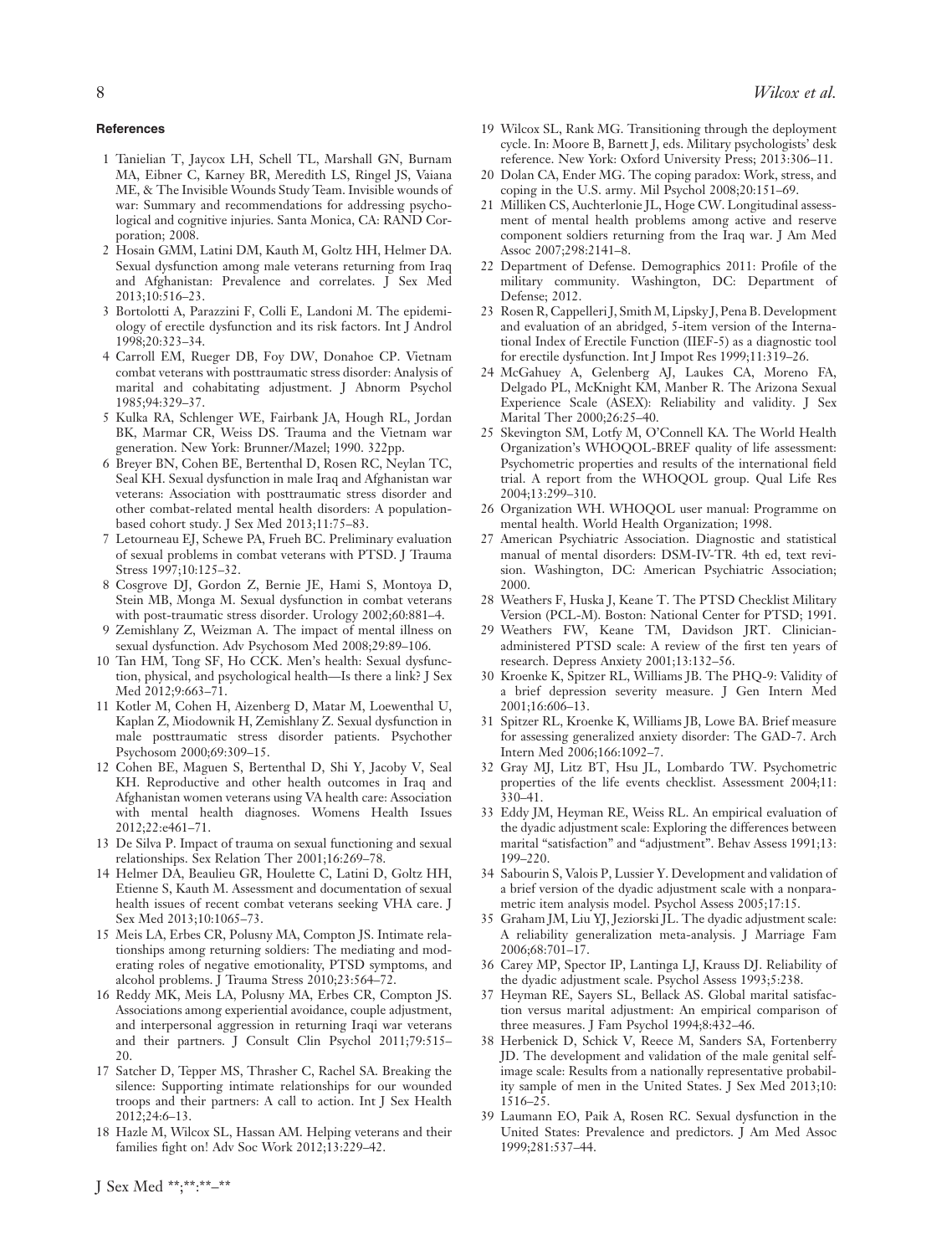#### References

1. Tanielian T, Jaycox LH, Schell TL, Marshall GN, Burnam MA, Eibner C, Karney BR, Meredith LS, Ringel JS, Vaiana ME, & The Invisible Wounds Study Team. Invisible wounds of war: Summary and recommendations for addressing psychological and cognitive injuries. Santa Monica, CA: RAND Corporation; 2008.
2. Hosain GMM, Latini DM, Kauth M, Goltz HH, Helmer DA. Sexual dysfunction among male veterans returning from Iraq and Afghanistan: Prevalence and correlates. J Sex Med 2013;10:516–23.
3. Bortolotti A, Parazzini F, Colli E, Landoni M. The epidemiology of erectile dysfunction and its risk factors. Int J Androl 1998;20:323–34.
4. Carroll EM, Rueger DB, Foy DW, Donahoe CP. Vietnam combat veterans with posttraumatic stress disorder: Analysis of marital and cohabitating adjustment. J Abnorm Psychol 1985;94:329–37.
5. Kulka RA, Schlenger WE, Fairbank JA, Hough RL, Jordan BK, Marmar CR, Weiss DS. Trauma and the Vietnam war generation. New York: Brunner/Mazel; 1990. 322pp.
6. Breyer BN, Cohen BE, Bertenthal D, Rosen RC, Neylan TC, Seal KH. Sexual dysfunction in male Iraq and Afghanistan war veterans: Association with posttraumatic stress disorder and other combat-related mental health disorders: A population-based cohort study. J Sex Med 2013;11:75–83.
7. Letourneau EJ, Schewe PA, Frueh BC. Preliminary evaluation of sexual problems in combat veterans with PTSD. J Trauma Stress 1997;10:125–32.
8. Cosgrove DJ, Gordon Z, Bernie JE, Hami S, Montoya D, Stein MB, Monga M. Sexual dysfunction in combat veterans with post-traumatic stress disorder. Urology 2002;60:881–4.
9. Zemishlany Z, Weizman A. The impact of mental illness on sexual dysfunction. Adv Psychosom Med 2008;29:89–106.
10. Tan HM, Tong SF, Ho CCK. Men's health: Sexual dysfunction, physical, and psychological health—Is there a link? J Sex Med 2012;9:663–71.
11. Kotler M, Cohen H, Aizenberg D, Matar M, Loewenthal U, Kaplan Z, Miodownik H, Zemishlany Z. Sexual dysfunction in male posttraumatic stress disorder patients. Psychother Psychosom 2000;69:309–15.
12. Cohen BE, Maguen S, Bertenthal D, Shi Y, Jacoby V, Seal KH. Reproductive and other health outcomes in Iraq and Afghanistan women veterans using VA health care: Association with mental health diagnoses. Womens Health Issues 2012;22:e461–71.
13. De Silva P. Impact of trauma on sexual functioning and sexual relationships. Sex Relation Ther 2001;16:269–78.
14. Helmer DA, Beaulieu GR, Houlette C, Latini D, Goltz HH, Etienne S, Kauth M. Assessment and documentation of sexual health issues of recent combat veterans seeking VHA care. J Sex Med 2013;10:1065–73.
15. Meis LA, Erbes CR, Polusny MA, Compton JS. Intimate relationships among returning soldiers: The mediating and moderating roles of negative emotionality, PTSD symptoms, and alcohol problems. J Trauma Stress 2010;23:564–72.
16. Reddy MK, Meis LA, Polusny MA, Erbes CR, Compton JS. Associations among experiential avoidance, couple adjustment, and interpersonal aggression in returning Iraqi war veterans and their partners. J Consult Clin Psychol 2011;79:515–20.
17. Satcher D, Tepper MS, Thrasher C, Rachel SA. Breaking the silence: Supporting intimate relationships for our wounded troops and their partners: A call to action. Int J Sex Health 2012;24:6–13.
18. Hazle M, Wilcox SL, Hassan AM. Helping veterans and their families fight on! Adv Soc Work 2012;13:229–42.
19. Wilcox SL, Rank MG. Transitioning through the deployment cycle. In: Moore B, Barnett J, eds. Military psychologists' desk reference. New York: Oxford University Press; 2013:306–11.
20. Dolan CA, Ender MG. The coping paradox: Work, stress, and coping in the U.S. army. Mil Psychol 2008;20:151–69.
21. Milliken CS, Auchterlonie JL, Hoge CW. Longitudinal assessment of mental health problems among active and reserve component soldiers returning from the Iraq war. J Am Med Assoc 2007;298:2141–8.
22. Department of Defense. Demographics 2011: Profile of the military community. Washington, DC: Department of Defense; 2012.
23. Rosen R, Cappelleri J, Smith M, Lipsky J, Pena B. Development and evaluation of an abridged, 5-item version of the International Index of Erectile Function (IIEF-5) as a diagnostic tool for erectile dysfunction. Int J Impot Res 1999;11:319–26.
24. McGahuey A, Gelenberg AJ, Laukes CA, Moreno FA, Delgado PL, McKnight KM, Manber R. The Arizona Sexual Experience Scale (ASEX): Reliability and validity. J Sex Marital Ther 2000;26:25–40.
25. Skevington SM, Lotfy M, O'Connell KA. The World Health Organization's WHOQOL-BREF quality of life assessment: Psychometric properties and results of the international field trial. A report from the WHOQOL group. Qual Life Res 2004;13:299–310.
26. Organization WH. WHOQOL user manual: Programme on mental health. World Health Organization; 1998.
27. American Psychiatric Association. Diagnostic and statistical manual of mental disorders: DSM-IV-TR. 4th ed, text revision. Washington, DC: American Psychiatric Association; 2000.
28. Weathers F, Huska J, Keane T. The PTSD Checklist Military Version (PCL-M). Boston: National Center for PTSD; 1991.
29. Weathers FW, Keane TM, Davidson JRT. Clinician-administered PTSD scale: A review of the first ten years of research. Depress Anxiety 2001;13:132–56.
30. Kroenke K, Spitzer RL, Williams JB. The PHQ-9: Validity of a brief depression severity measure. J Gen Intern Med 2001;16:606–13.
31. Spitzer RL, Kroenke K, Williams JB, Lowe BA. Brief measure for assessing generalized anxiety disorder: The GAD-7. Arch Intern Med 2006;166:1092–7.
32. Gray MJ, Litz BT, Hsu JL, Lombardo TW. Psychometric properties of the life events checklist. Assessment 2004;11: 330–41.
33. Eddy JM, Heyman RE, Weiss RL. An empirical evaluation of the dyadic adjustment scale: Exploring the differences between marital "satisfaction" and "adjustment". Behav Assess 1991;13: 199–220.
34. Sabourin S, Valois P, Lussier Y. Development and validation of a brief version of the dyadic adjustment scale with a nonparametric item analysis model. Psychol Assess 2005;17:15.
35. Graham JM, Liu YJ, Jeziorski JL. The dyadic adjustment scale: A reliability generalization meta-analysis. J Marriage Fam 2006;68:701–17.
36. Carey MP, Spector IP, Lantinga LJ, Krauss DJ. Reliability of the dyadic adjustment scale. Psychol Assess 1993;5:238.
37. Heyman RE, Sayers SL, Bellack AS. Global marital satisfaction versus marital adjustment: An empirical comparison of three measures. J Fam Psychol 1994;8:432–46.
38. Herbenick D, Schick V, Reece M, Sanders SA, Fortenberry JD. The development and validation of the male genital self-image scale: Results from a nationally representative probability sample of men in the United States. J Sex Med 2013;10: 1516–25.
39. Laumann EO, Paik A, Rosen RC. Sexual dysfunction in the United States: Prevalence and predictors. J Am Med Assoc 1999;281:537–44.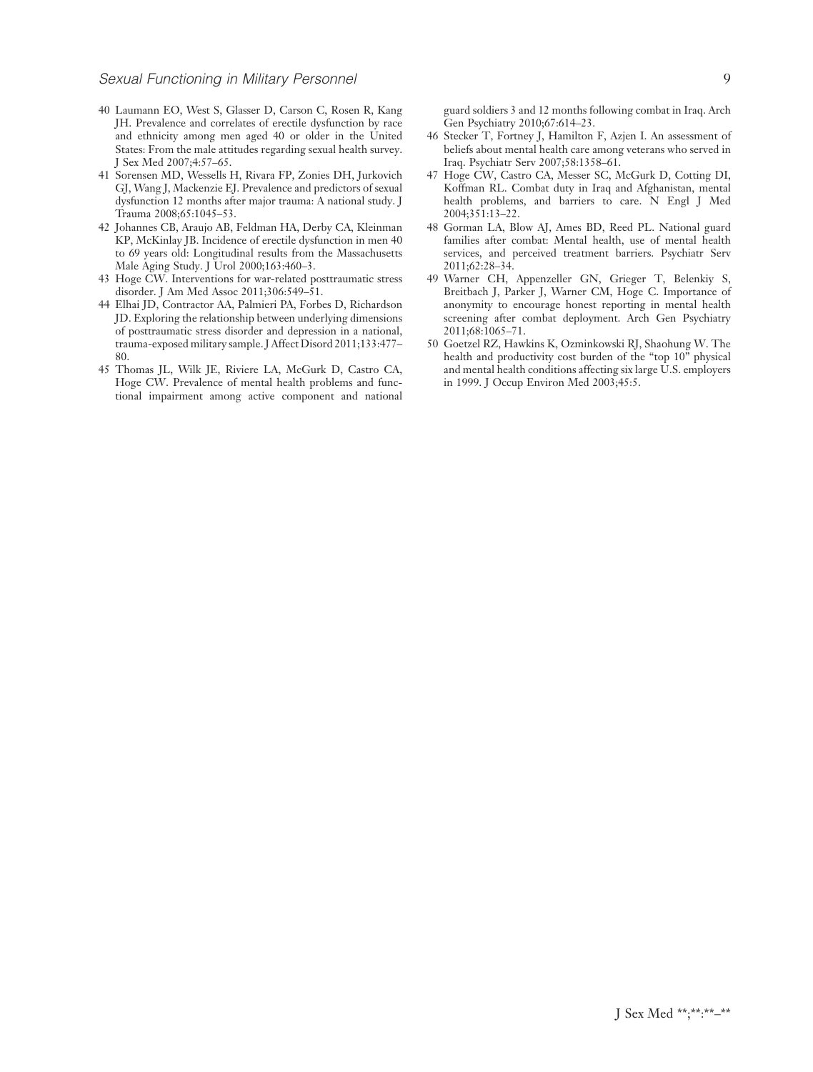40 Laumann EO, West S, Glasser D, Carson C, Rosen R, Kang JH. Prevalence and correlates of erectile dysfunction by race and ethnicity among men aged 40 or older in the United States: From the male attitudes regarding sexual health survey. J Sex Med 2007;4:57–65.

41 Sorensen MD, Wessells H, Rivara FP, Zonies DH, Jurkovich GJ, Wang J, Mackenzie EJ. Prevalence and predictors of sexual dysfunction 12 months after major trauma: A national study. J Trauma 2008;65:1045–53.

42 Johannes CB, Araujo AB, Feldman HA, Derby CA, Kleinman KP, McKinlay JB. Incidence of erectile dysfunction in men 40 to 69 years old: Longitudinal results from the Massachusetts Male Aging Study. J Urol 2000;163:460–3.

43 Hoge CW. Interventions for war-related posttraumatic stress disorder. J Am Med Assoc 2011;306:549–51.

44 Elhai JD, Contractor AA, Palmieri PA, Forbes D, Richardson JD. Exploring the relationship between underlying dimensions of posttraumatic stress disorder and depression in a national, trauma-exposed military sample. J Affect Disord 2011;133:477–80.

45 Thomas JL, Wilk JE, Riviere LA, McGurk D, Castro CA, Hoge CW. Prevalence of mental health problems and functional impairment among active component and national guard soldiers 3 and 12 months following combat in Iraq. Arch Gen Psychiatry 2010;67:614–23.

46 Stecker T, Fortney J, Hamilton F, Azjen I. An assessment of beliefs about mental health care among veterans who served in Iraq. Psychiatr Serv 2007;58:1358–61.

47 Hoge CW, Castro CA, Messer SC, McGurk D, Cotting DI, Koffman RL. Combat duty in Iraq and Afghanistan, mental health problems, and barriers to care. N Engl J Med 2004;351:13–22.

48 Gorman LA, Blow AJ, Ames BD, Reed PL. National guard families after combat: Mental health, use of mental health services, and perceived treatment barriers. Psychiatr Serv 2011;62:28–34.

49 Warner CH, Appenzeller GN, Grieger T, Belenkiy S, Breitbach J, Parker J, Warner CM, Hoge C. Importance of anonymity to encourage honest reporting in mental health screening after combat deployment. Arch Gen Psychiatry 2011;68:1065–71.

50 Goetzel RZ, Hawkins K, Ozminkowski RJ, Shaohung W. The health and productivity cost burden of the "top 10" physical and mental health conditions affecting six large U.S. employers in 1999. J Occup Environ Med 2003;45:5.